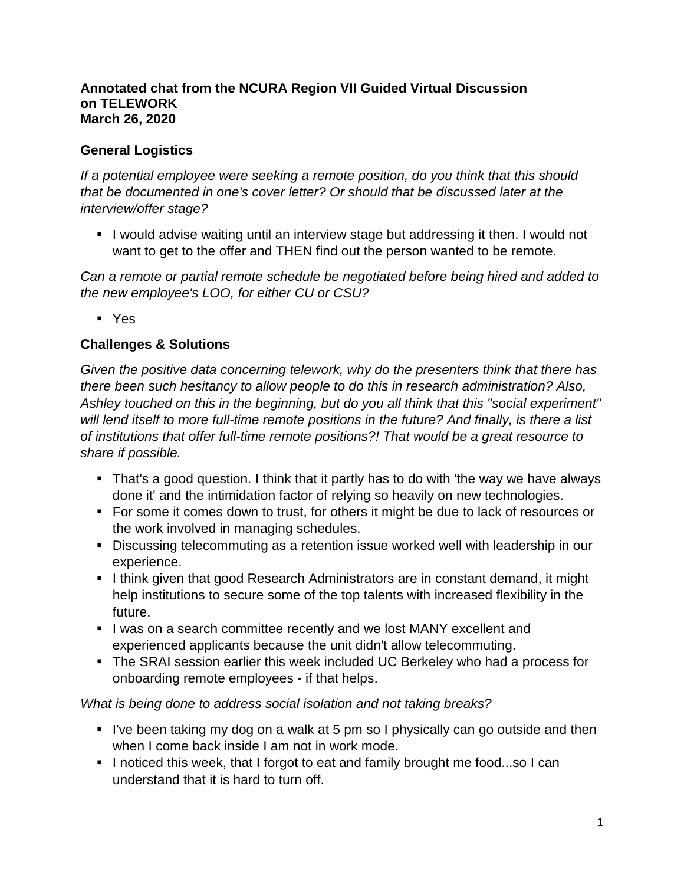**Annotated chat from the NCURA Region VII Guided Virtual Discussion on TELEWORK**
**March 26, 2020**

## General Logistics

*If a potential employee were seeking a remote position, do you think that this should that be documented in one's cover letter? Or should that be discussed later at the interview/offer stage?*

- I would advise waiting until an interview stage but addressing it then. I would not want to get to the offer and THEN find out the person wanted to be remote.

*Can a remote or partial remote schedule be negotiated before being hired and added to the new employee's LOO, for either CU or CSU?*

- Yes

## Challenges & Solutions

*Given the positive data concerning telework, why do the presenters think that there has there been such hesitancy to allow people to do this in research administration? Also, Ashley touched on this in the beginning, but do you all think that this "social experiment" will lend itself to more full-time remote positions in the future? And finally, is there a list of institutions that offer full-time remote positions?! That would be a great resource to share if possible.*

- That's a good question. I think that it partly has to do with 'the way we have always done it' and the intimidation factor of relying so heavily on new technologies.
- For some it comes down to trust, for others it might be due to lack of resources or the work involved in managing schedules.
- Discussing telecommuting as a retention issue worked well with leadership in our experience.
- I think given that good Research Administrators are in constant demand, it might help institutions to secure some of the top talents with increased flexibility in the future.
- I was on a search committee recently and we lost MANY excellent and experienced applicants because the unit didn't allow telecommuting.
- The SRAI session earlier this week included UC Berkeley who had a process for onboarding remote employees - if that helps.

*What is being done to address social isolation and not taking breaks?*

- I've been taking my dog on a walk at 5 pm so I physically can go outside and then when I come back inside I am not in work mode.
- I noticed this week, that I forgot to eat and family brought me food...so I can understand that it is hard to turn off.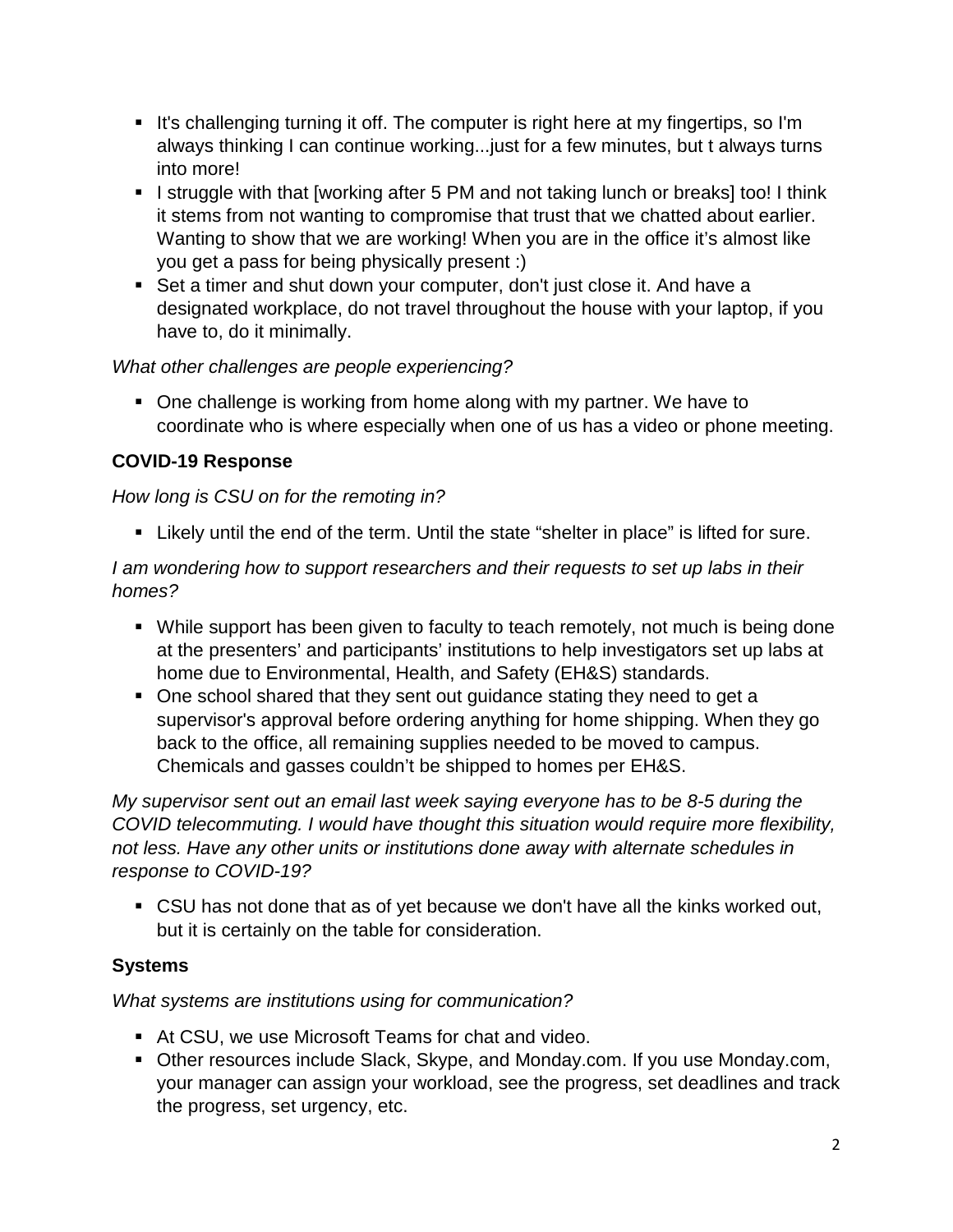- It's challenging turning it off. The computer is right here at my fingertips, so I'm always thinking I can continue working...just for a few minutes, but t always turns into more!
- I struggle with that [working after 5 PM and not taking lunch or breaks] too! I think it stems from not wanting to compromise that trust that we chatted about earlier. Wanting to show that we are working! When you are in the office it's almost like you get a pass for being physically present :)
- Set a timer and shut down your computer, don't just close it. And have a designated workplace, do not travel throughout the house with your laptop, if you have to, do it minimally.

*What other challenges are people experiencing?*

- One challenge is working from home along with my partner. We have to coordinate who is where especially when one of us has a video or phone meeting.

**COVID-19 Response**

*How long is CSU on for the remoting in?*

- Likely until the end of the term. Until the state "shelter in place" is lifted for sure.

*I am wondering how to support researchers and their requests to set up labs in their homes?*

- While support has been given to faculty to teach remotely, not much is being done at the presenters' and participants' institutions to help investigators set up labs at home due to Environmental, Health, and Safety (EH&S) standards.
- One school shared that they sent out guidance stating they need to get a supervisor's approval before ordering anything for home shipping. When they go back to the office, all remaining supplies needed to be moved to campus. Chemicals and gasses couldn't be shipped to homes per EH&S.

*My supervisor sent out an email last week saying everyone has to be 8-5 during the COVID telecommuting. I would have thought this situation would require more flexibility, not less. Have any other units or institutions done away with alternate schedules in response to COVID-19?*

- CSU has not done that as of yet because we don't have all the kinks worked out, but it is certainly on the table for consideration.

**Systems**

*What systems are institutions using for communication?*

- At CSU, we use Microsoft Teams for chat and video.
- Other resources include Slack, Skype, and Monday.com. If you use Monday.com, your manager can assign your workload, see the progress, set deadlines and track the progress, set urgency, etc.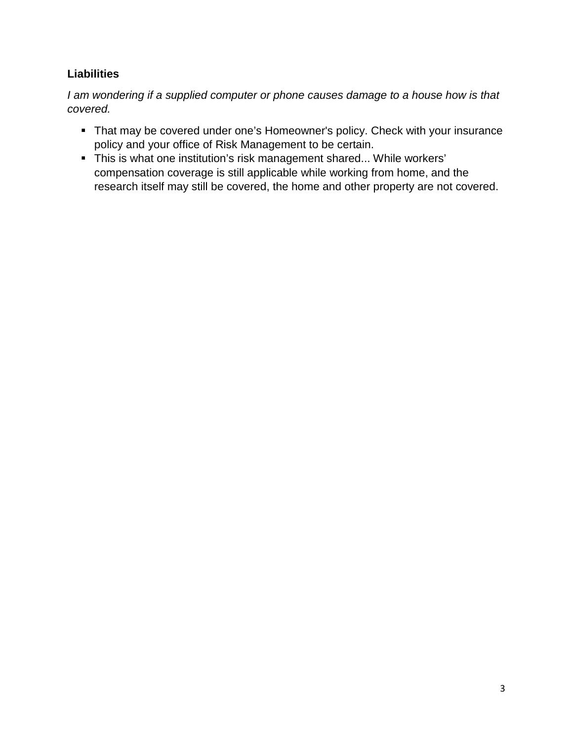**Liabilities**

*I am wondering if a supplied computer or phone causes damage to a house how is that covered.*

- That may be covered under one's Homeowner's policy. Check with your insurance policy and your office of Risk Management to be certain.
- This is what one institution's risk management shared... While workers' compensation coverage is still applicable while working from home, and the research itself may still be covered, the home and other property are not covered.